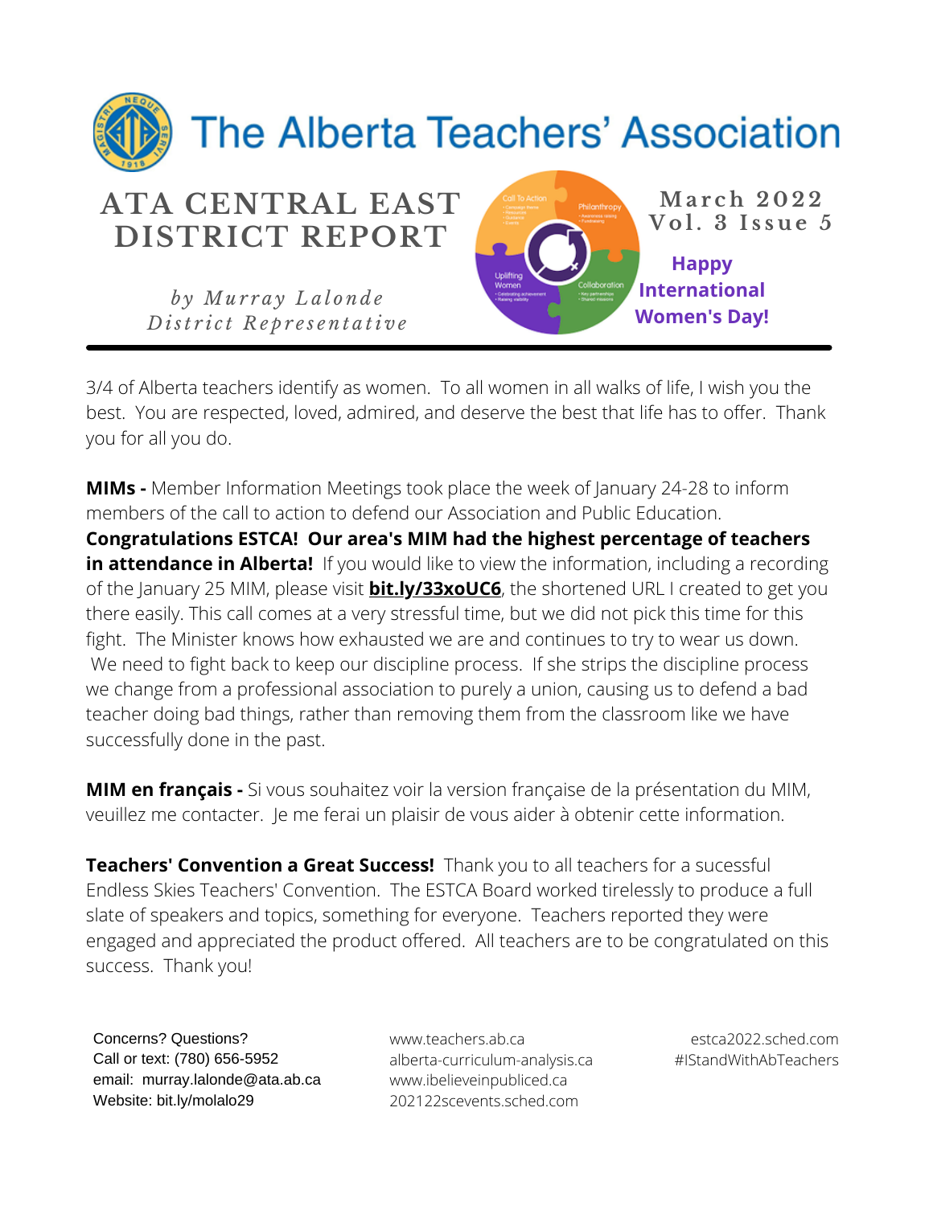# The Alberta Teachers' Association

## ATA CENTRAL EAST DISTRICT REPORT

*by Murray Lalonde*
*District Representative*

March 2022
Vol. 3 Issue 5

**Happy International Women's Day!**

3/4 of Alberta teachers identify as women. To all women in all walks of life, I wish you the best. You are respected, loved, admired, and deserve the best that life has to offer. Thank you for all you do.

**MIMs -** Member Information Meetings took place the week of January 24-28 to inform members of the call to action to defend our Association and Public Education. **Congratulations ESTCA! Our area's MIM had the highest percentage of teachers in attendance in Alberta!** If you would like to view the information, including a recording of the January 25 MIM, please visit **bit.ly/33xoUC6**, the shortened URL I created to get you there easily. This call comes at a very stressful time, but we did not pick this time for this fight. The Minister knows how exhausted we are and continues to try to wear us down. We need to fight back to keep our discipline process. If she strips the discipline process we change from a professional association to purely a union, causing us to defend a bad teacher doing bad things, rather than removing them from the classroom like we have successfully done in the past.

**MIM en français -** Si vous souhaitez voir la version française de la présentation du MIM, veuillez me contacter. Je me ferai un plaisir de vous aider à obtenir cette information.

**Teachers' Convention a Great Success!** Thank you to all teachers for a sucessful Endless Skies Teachers' Convention. The ESTCA Board worked tirelessly to produce a full slate of speakers and topics, something for everyone. Teachers reported they were engaged and appreciated the product offered. All teachers are to be congratulated on this success. Thank you!

Concerns? Questions?
Call or text: (780) 656-5952
email: murray.lalonde@ata.ab.ca
Website: bit.ly/molalo29

www.teachers.ab.ca
alberta-curriculum-analysis.ca
www.ibelieveinpubliced.ca
202122scevents.sched.com

estca2022.sched.com
#IStandWithAbTeachers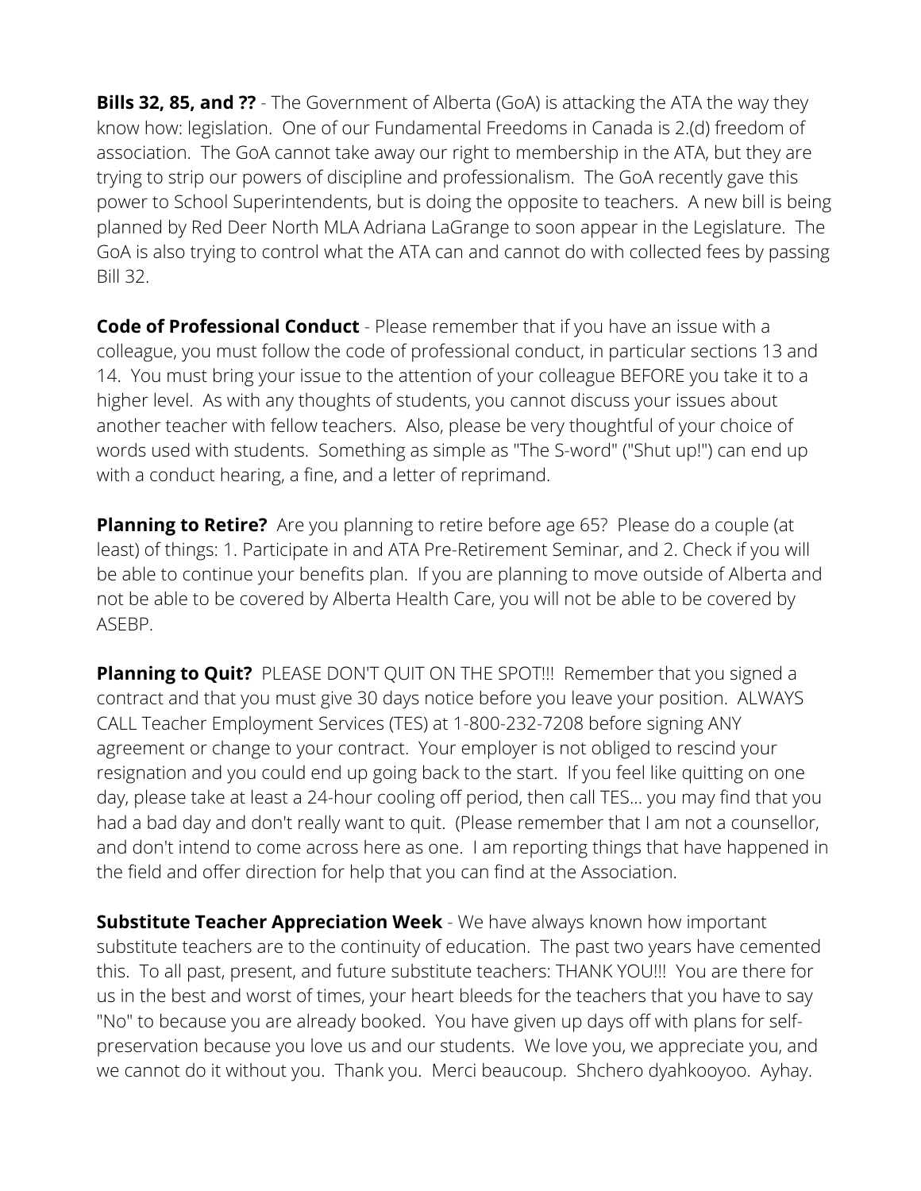**Bills 32, 85, and ??** - The Government of Alberta (GoA) is attacking the ATA the way they know how: legislation. One of our Fundamental Freedoms in Canada is 2.(d) freedom of association. The GoA cannot take away our right to membership in the ATA, but they are trying to strip our powers of discipline and professionalism. The GoA recently gave this power to School Superintendents, but is doing the opposite to teachers. A new bill is being planned by Red Deer North MLA Adriana LaGrange to soon appear in the Legislature. The GoA is also trying to control what the ATA can and cannot do with collected fees by passing Bill 32.

**Code of Professional Conduct** - Please remember that if you have an issue with a colleague, you must follow the code of professional conduct, in particular sections 13 and 14. You must bring your issue to the attention of your colleague BEFORE you take it to a higher level. As with any thoughts of students, you cannot discuss your issues about another teacher with fellow teachers. Also, please be very thoughtful of your choice of words used with students. Something as simple as "The S-word" ("Shut up!") can end up with a conduct hearing, a fine, and a letter of reprimand.

**Planning to Retire?** Are you planning to retire before age 65? Please do a couple (at least) of things: 1. Participate in and ATA Pre-Retirement Seminar, and 2. Check if you will be able to continue your benefits plan. If you are planning to move outside of Alberta and not be able to be covered by Alberta Health Care, you will not be able to be covered by ASEBP.

**Planning to Quit?** PLEASE DON'T QUIT ON THE SPOT!!! Remember that you signed a contract and that you must give 30 days notice before you leave your position. ALWAYS CALL Teacher Employment Services (TES) at 1-800-232-7208 before signing ANY agreement or change to your contract. Your employer is not obliged to rescind your resignation and you could end up going back to the start. If you feel like quitting on one day, please take at least a 24-hour cooling off period, then call TES... you may find that you had a bad day and don't really want to quit. (Please remember that I am not a counsellor, and don't intend to come across here as one. I am reporting things that have happened in the field and offer direction for help that you can find at the Association.

**Substitute Teacher Appreciation Week** - We have always known how important substitute teachers are to the continuity of education. The past two years have cemented this. To all past, present, and future substitute teachers: THANK YOU!!! You are there for us in the best and worst of times, your heart bleeds for the teachers that you have to say "No" to because you are already booked. You have given up days off with plans for self-preservation because you love us and our students. We love you, we appreciate you, and we cannot do it without you. Thank you. Merci beaucoup. Shchero dyahkooyoo. Ayhay.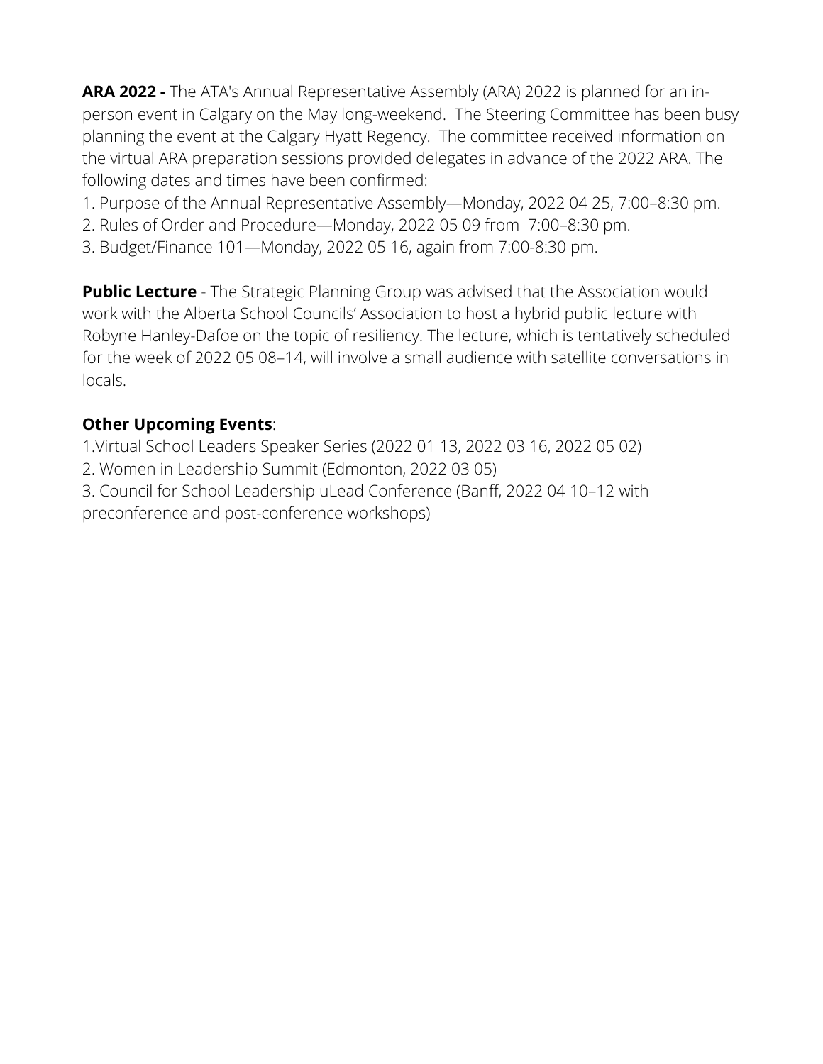**ARA 2022 -** The ATA's Annual Representative Assembly (ARA) 2022 is planned for an in-person event in Calgary on the May long-weekend. The Steering Committee has been busy planning the event at the Calgary Hyatt Regency. The committee received information on the virtual ARA preparation sessions provided delegates in advance of the 2022 ARA. The following dates and times have been confirmed:

1. Purpose of the Annual Representative Assembly—Monday, 2022 04 25, 7:00–8:30 pm.
2. Rules of Order and Procedure—Monday, 2022 05 09 from 7:00–8:30 pm.
3. Budget/Finance 101—Monday, 2022 05 16, again from 7:00-8:30 pm.

**Public Lecture** - The Strategic Planning Group was advised that the Association would work with the Alberta School Councils' Association to host a hybrid public lecture with Robyne Hanley-Dafoe on the topic of resiliency. The lecture, which is tentatively scheduled for the week of 2022 05 08–14, will involve a small audience with satellite conversations in locals.

**Other Upcoming Events**:

1. Virtual School Leaders Speaker Series (2022 01 13, 2022 03 16, 2022 05 02)
2. Women in Leadership Summit (Edmonton, 2022 03 05)
3. Council for School Leadership uLead Conference (Banff, 2022 04 10–12 with preconference and post-conference workshops)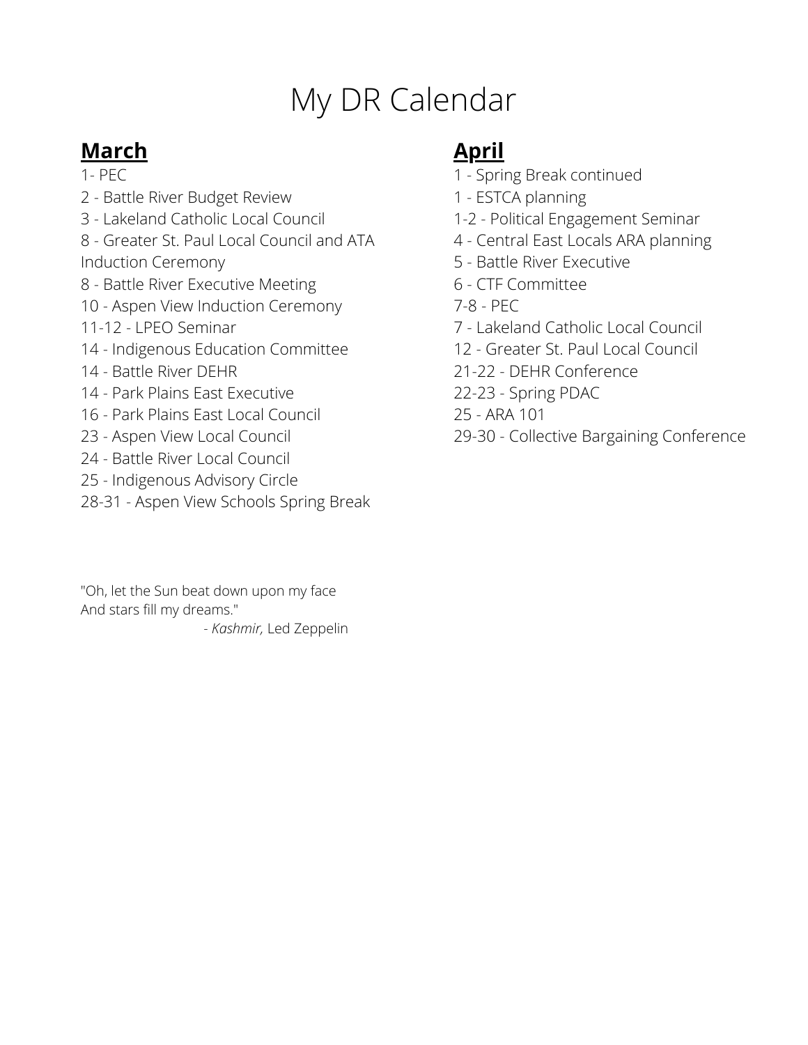# My DR Calendar

## **March**

1- PEC
2 - Battle River Budget Review
3 - Lakeland Catholic Local Council
8 - Greater St. Paul Local Council and ATA Induction Ceremony
8 - Battle River Executive Meeting
10 - Aspen View Induction Ceremony
11-12 - LPEO Seminar
14 - Indigenous Education Committee
14 - Battle River DEHR
14 - Park Plains East Executive
16 - Park Plains East Local Council
23 - Aspen View Local Council
24 - Battle River Local Council
25 - Indigenous Advisory Circle
28-31 - Aspen View Schools Spring Break

## **April**

1 - Spring Break continued
1 - ESTCA planning
1-2 - Political Engagement Seminar
4 - Central East Locals ARA planning
5 - Battle River Executive
6 - CTF Committee
7-8 - PEC
7 - Lakeland Catholic Local Council
12 - Greater St. Paul Local Council
21-22 - DEHR Conference
22-23 - Spring PDAC
25 - ARA 101
29-30 - Collective Bargaining Conference

"Oh, let the Sun beat down upon my face
And stars fill my dreams."
- *Kashmir,* Led Zeppelin